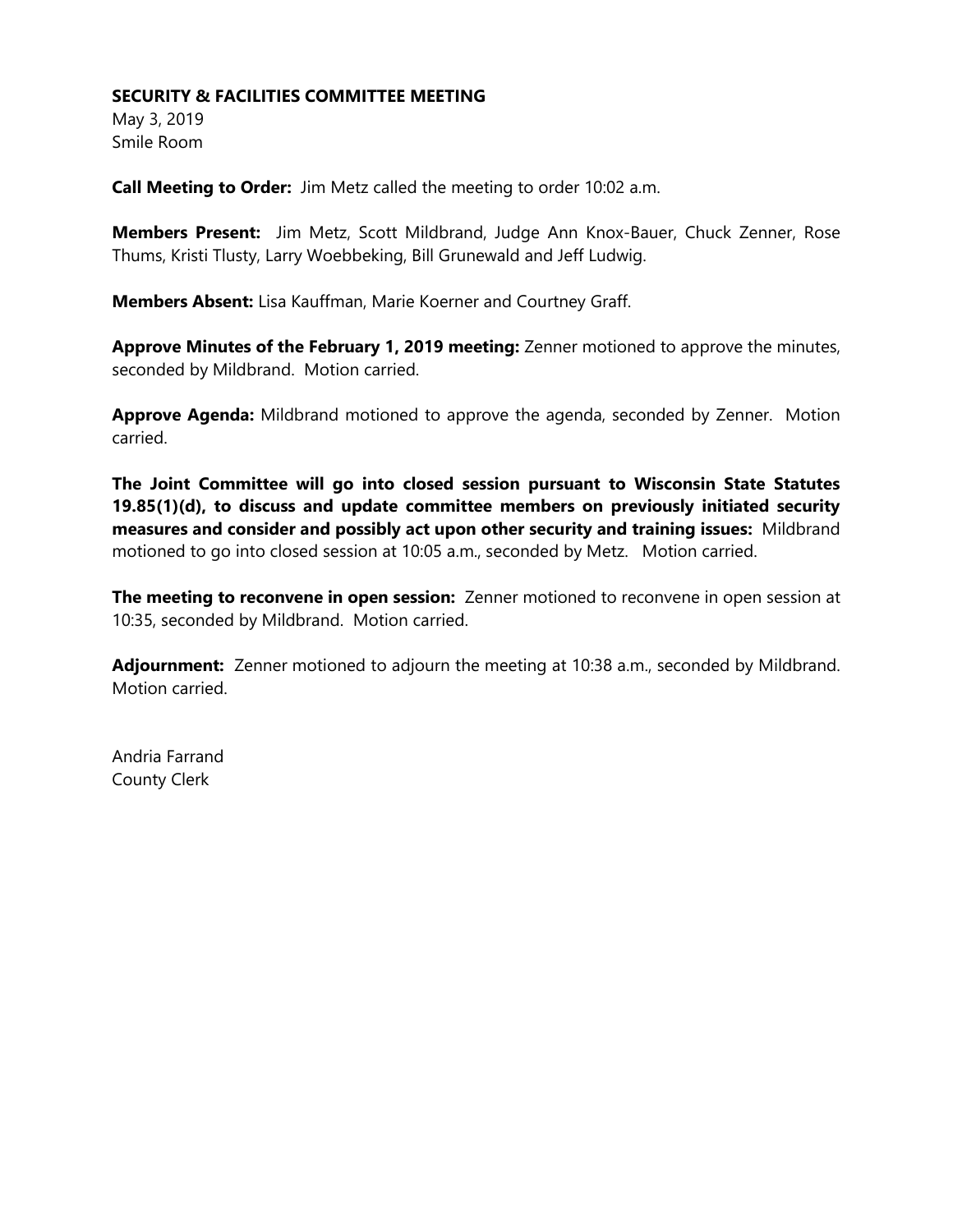**SECURITY & FACILITIES COMMITTEE MEETING**
May 3, 2019
Smile Room

**Call Meeting to Order:** Jim Metz called the meeting to order 10:02 a.m.

**Members Present:** Jim Metz, Scott Mildbrand, Judge Ann Knox-Bauer, Chuck Zenner, Rose Thums, Kristi Tlusty, Larry Woebbeking, Bill Grunewald and Jeff Ludwig.

**Members Absent:** Lisa Kauffman, Marie Koerner and Courtney Graff.

**Approve Minutes of the February 1, 2019 meeting:** Zenner motioned to approve the minutes, seconded by Mildbrand. Motion carried.

**Approve Agenda:** Mildbrand motioned to approve the agenda, seconded by Zenner. Motion carried.

**The Joint Committee will go into closed session pursuant to Wisconsin State Statutes 19.85(1)(d), to discuss and update committee members on previously initiated security measures and consider and possibly act upon other security and training issues:** Mildbrand motioned to go into closed session at 10:05 a.m., seconded by Metz. Motion carried.

**The meeting to reconvene in open session:** Zenner motioned to reconvene in open session at 10:35, seconded by Mildbrand. Motion carried.

**Adjournment:** Zenner motioned to adjourn the meeting at 10:38 a.m., seconded by Mildbrand. Motion carried.

Andria Farrand
County Clerk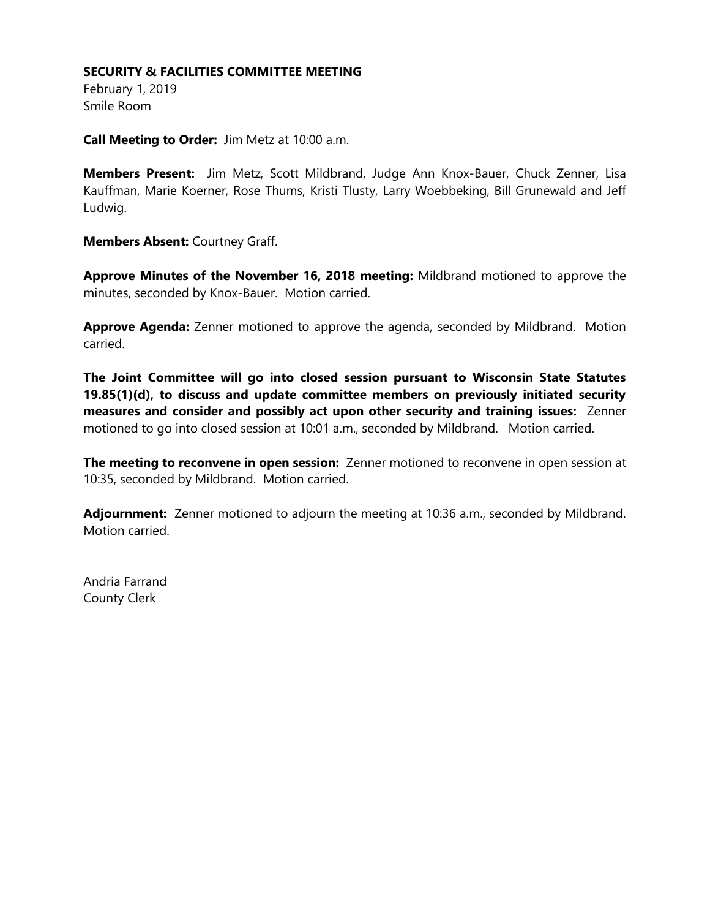**SECURITY & FACILITIES COMMITTEE MEETING**
February 1, 2019
Smile Room

**Call Meeting to Order:** Jim Metz at 10:00 a.m.

**Members Present:** Jim Metz, Scott Mildbrand, Judge Ann Knox-Bauer, Chuck Zenner, Lisa Kauffman, Marie Koerner, Rose Thums, Kristi Tlusty, Larry Woebbeking, Bill Grunewald and Jeff Ludwig.

**Members Absent:** Courtney Graff.

**Approve Minutes of the November 16, 2018 meeting:** Mildbrand motioned to approve the minutes, seconded by Knox-Bauer. Motion carried.

**Approve Agenda:** Zenner motioned to approve the agenda, seconded by Mildbrand. Motion carried.

**The Joint Committee will go into closed session pursuant to Wisconsin State Statutes 19.85(1)(d), to discuss and update committee members on previously initiated security measures and consider and possibly act upon other security and training issues:** Zenner motioned to go into closed session at 10:01 a.m., seconded by Mildbrand. Motion carried.

**The meeting to reconvene in open session:** Zenner motioned to reconvene in open session at 10:35, seconded by Mildbrand. Motion carried.

**Adjournment:** Zenner motioned to adjourn the meeting at 10:36 a.m., seconded by Mildbrand. Motion carried.

Andria Farrand
County Clerk